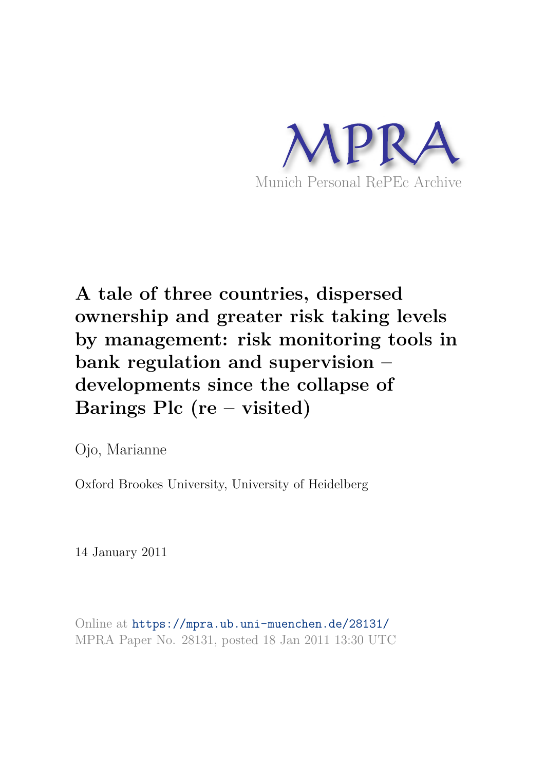MPRA

Munich Personal RePEc Archive

# A tale of three countries, dispersed ownership and greater risk taking levels by management: risk monitoring tools in bank regulation and supervision – developments since the collapse of Barings Plc (re – visited)

Ojo, Marianne

Oxford Brookes University, University of Heidelberg

14 January 2011

Online at https://mpra.ub.uni-muenchen.de/28131/
MPRA Paper No. 28131, posted 18 Jan 2011 13:30 UTC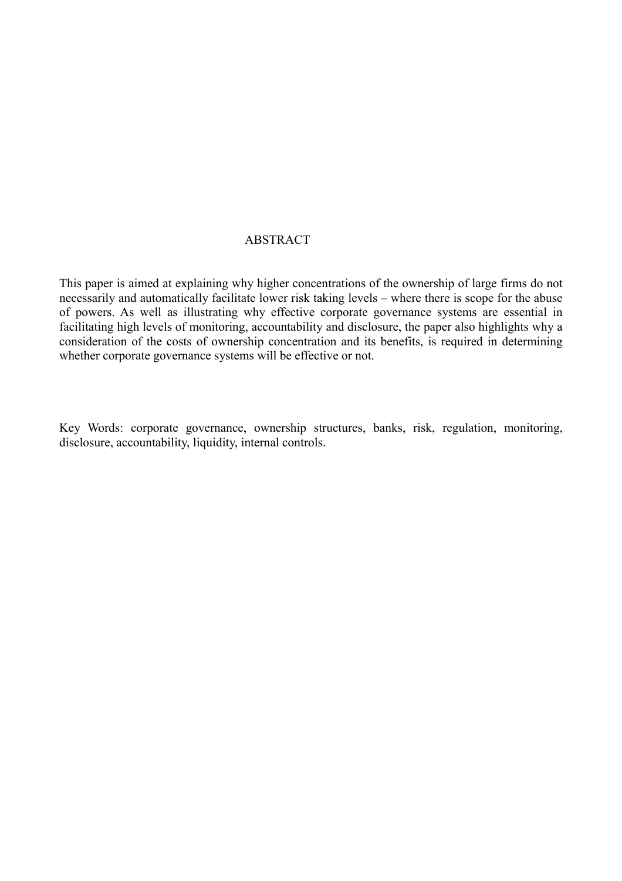# ABSTRACT

This paper is aimed at explaining why higher concentrations of the ownership of large firms do not necessarily and automatically facilitate lower risk taking levels – where there is scope for the abuse of powers. As well as illustrating why effective corporate governance systems are essential in facilitating high levels of monitoring, accountability and disclosure, the paper also highlights why a consideration of the costs of ownership concentration and its benefits, is required in determining whether corporate governance systems will be effective or not.

Key Words: corporate governance, ownership structures, banks, risk, regulation, monitoring, disclosure, accountability, liquidity, internal controls.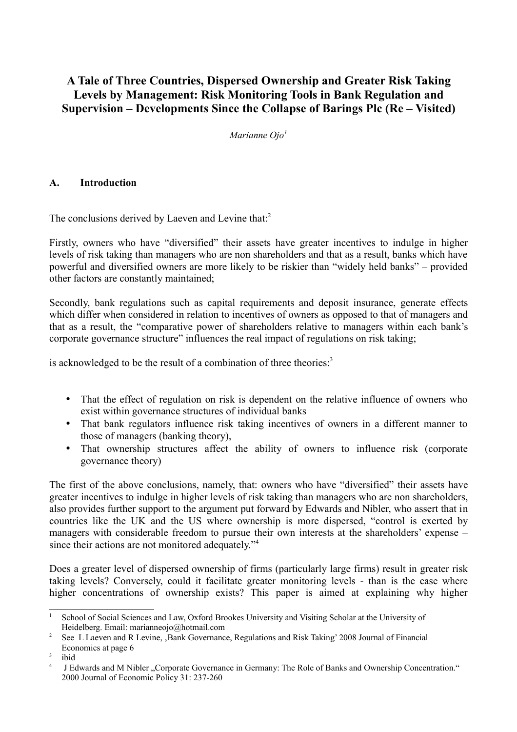# A Tale of Three Countries, Dispersed Ownership and Greater Risk Taking Levels by Management: Risk Monitoring Tools in Bank Regulation and Supervision – Developments Since the Collapse of Barings Plc (Re – Visited)

*Marianne Ojo*[1]

## A. Introduction

The conclusions derived by Laeven and Levine that:[2]

Firstly, owners who have "diversified" their assets have greater incentives to indulge in higher levels of risk taking than managers who are non shareholders and that as a result, banks which have powerful and diversified owners are more likely to be riskier than "widely held banks" – provided other factors are constantly maintained;

Secondly, bank regulations such as capital requirements and deposit insurance, generate effects which differ when considered in relation to incentives of owners as opposed to that of managers and that as a result, the "comparative power of shareholders relative to managers within each bank's corporate governance structure" influences the real impact of regulations on risk taking;

is acknowledged to be the result of a combination of three theories:[3]

- That the effect of regulation on risk is dependent on the relative influence of owners who exist within governance structures of individual banks
- That bank regulators influence risk taking incentives of owners in a different manner to those of managers (banking theory),
- That ownership structures affect the ability of owners to influence risk (corporate governance theory)

The first of the above conclusions, namely, that: owners who have "diversified" their assets have greater incentives to indulge in higher levels of risk taking than managers who are non shareholders, also provides further support to the argument put forward by Edwards and Nibler, who assert that in countries like the UK and the US where ownership is more dispersed, "control is exerted by managers with considerable freedom to pursue their own interests at the shareholders' expense – since their actions are not monitored adequately."[4]

Does a greater level of dispersed ownership of firms (particularly large firms) result in greater risk taking levels? Conversely, could it facilitate greater monitoring levels - than is the case where higher concentrations of ownership exists? This paper is aimed at explaining why higher

---

[1] School of Social Sciences and Law, Oxford Brookes University and Visiting Scholar at the University of Heidelberg. Email: marianneojo@hotmail.com

[2] See L Laeven and R Levine, ‚Bank Governance, Regulations and Risk Taking' 2008 Journal of Financial Economics at page 6

[3] ibid

[4] J Edwards and M Nibler „Corporate Governance in Germany: The Role of Banks and Ownership Concentration." 2000 Journal of Economic Policy 31: 237-260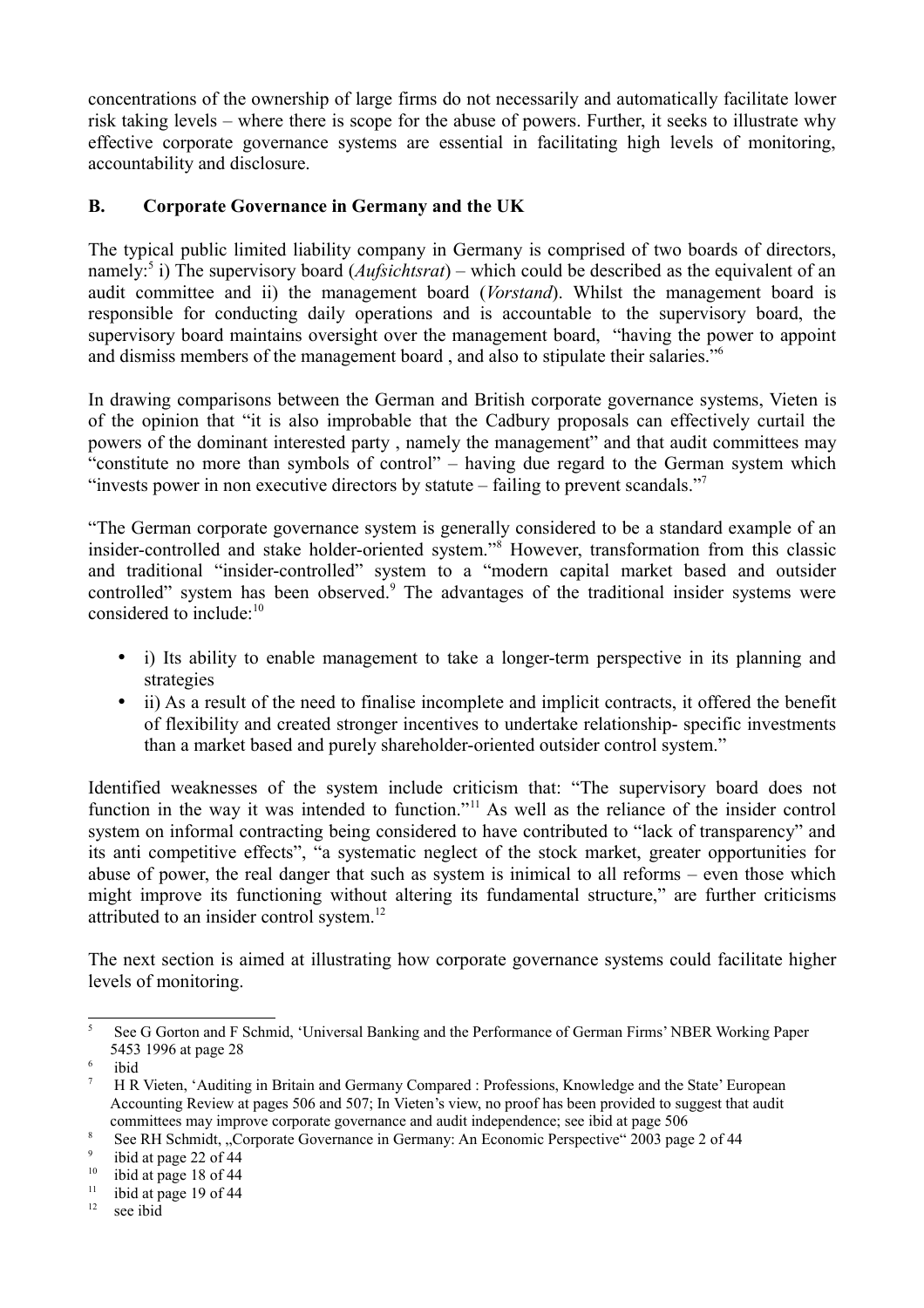concentrations of the ownership of large firms do not necessarily and automatically facilitate lower risk taking levels – where there is scope for the abuse of powers. Further, it seeks to illustrate why effective corporate governance systems are essential in facilitating high levels of monitoring, accountability and disclosure.

## B. Corporate Governance in Germany and the UK

The typical public limited liability company in Germany is comprised of two boards of directors, namely:[5] i) The supervisory board (*Aufsichtsrat*) – which could be described as the equivalent of an audit committee and ii) the management board (*Vorstand*). Whilst the management board is responsible for conducting daily operations and is accountable to the supervisory board, the supervisory board maintains oversight over the management board, "having the power to appoint and dismiss members of the management board , and also to stipulate their salaries."[6]

In drawing comparisons between the German and British corporate governance systems, Vieten is of the opinion that "it is also improbable that the Cadbury proposals can effectively curtail the powers of the dominant interested party , namely the management" and that audit committees may "constitute no more than symbols of control" – having due regard to the German system which "invests power in non executive directors by statute – failing to prevent scandals."[7]

"The German corporate governance system is generally considered to be a standard example of an insider-controlled and stake holder-oriented system."[8] However, transformation from this classic and traditional "insider-controlled" system to a "modern capital market based and outsider controlled" system has been observed.[9] The advantages of the traditional insider systems were considered to include:[10]

- i) Its ability to enable management to take a longer-term perspective in its planning and strategies
- ii) As a result of the need to finalise incomplete and implicit contracts, it offered the benefit of flexibility and created stronger incentives to undertake relationship- specific investments than a market based and purely shareholder-oriented outsider control system."

Identified weaknesses of the system include criticism that: "The supervisory board does not function in the way it was intended to function."[11] As well as the reliance of the insider control system on informal contracting being considered to have contributed to "lack of transparency" and its anti competitive effects", "a systematic neglect of the stock market, greater opportunities for abuse of power, the real danger that such as system is inimical to all reforms – even those which might improve its functioning without altering its fundamental structure," are further criticisms attributed to an insider control system.[12]

The next section is aimed at illustrating how corporate governance systems could facilitate higher levels of monitoring.

---

[5] See G Gorton and F Schmid, 'Universal Banking and the Performance of German Firms' NBER Working Paper 5453 1996 at page 28

[6] ibid

[7] H R Vieten, 'Auditing in Britain and Germany Compared : Professions, Knowledge and the State' European Accounting Review at pages 506 and 507; In Vieten's view, no proof has been provided to suggest that audit committees may improve corporate governance and audit independence; see ibid at page 506

[8] See RH Schmidt, „Corporate Governance in Germany: An Economic Perspective" 2003 page 2 of 44

[9] ibid at page 22 of 44

[10] ibid at page 18 of 44

[11] ibid at page 19 of 44

[12] see ibid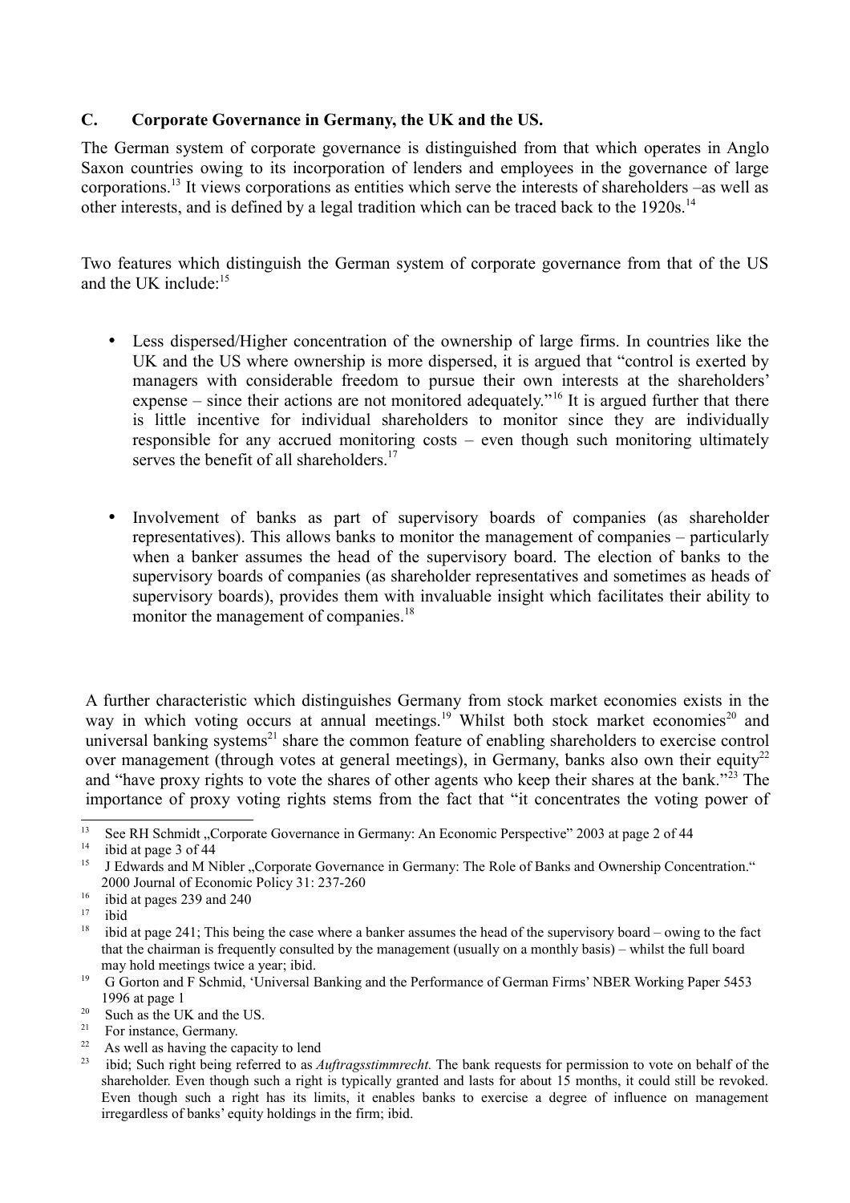## C. Corporate Governance in Germany, the UK and the US.

The German system of corporate governance is distinguished from that which operates in Anglo Saxon countries owing to its incorporation of lenders and employees in the governance of large corporations.[13] It views corporations as entities which serve the interests of shareholders –as well as other interests, and is defined by a legal tradition which can be traced back to the 1920s.[14]

Two features which distinguish the German system of corporate governance from that of the US and the UK include:[15]

- Less dispersed/Higher concentration of the ownership of large firms. In countries like the UK and the US where ownership is more dispersed, it is argued that "control is exerted by managers with considerable freedom to pursue their own interests at the shareholders' expense – since their actions are not monitored adequately."[16] It is argued further that there is little incentive for individual shareholders to monitor since they are individually responsible for any accrued monitoring costs – even though such monitoring ultimately serves the benefit of all shareholders.[17]

- Involvement of banks as part of supervisory boards of companies (as shareholder representatives). This allows banks to monitor the management of companies – particularly when a banker assumes the head of the supervisory board. The election of banks to the supervisory boards of companies (as shareholder representatives and sometimes as heads of supervisory boards), provides them with invaluable insight which facilitates their ability to monitor the management of companies.[18]

A further characteristic which distinguishes Germany from stock market economies exists in the way in which voting occurs at annual meetings.[19] Whilst both stock market economies[20] and universal banking systems[21] share the common feature of enabling shareholders to exercise control over management (through votes at general meetings), in Germany, banks also own their equity[22] and "have proxy rights to vote the shares of other agents who keep their shares at the bank."[23] The importance of proxy voting rights stems from the fact that "it concentrates the voting power of

---

[13] See RH Schmidt „Corporate Governance in Germany: An Economic Perspective" 2003 at page 2 of 44

[14] ibid at page 3 of 44

[15] J Edwards and M Nibler „Corporate Governance in Germany: The Role of Banks and Ownership Concentration." 2000 Journal of Economic Policy 31: 237-260

[16] ibid at pages 239 and 240

[17] ibid

[18] ibid at page 241; This being the case where a banker assumes the head of the supervisory board – owing to the fact that the chairman is frequently consulted by the management (usually on a monthly basis) – whilst the full board may hold meetings twice a year; ibid.

[19] G Gorton and F Schmid, 'Universal Banking and the Performance of German Firms' NBER Working Paper 5453 1996 at page 1

[20] Such as the UK and the US.

[21] For instance, Germany.

[22] As well as having the capacity to lend

[23] ibid; Such right being referred to as *Auftragsstimmrecht.* The bank requests for permission to vote on behalf of the shareholder. Even though such a right is typically granted and lasts for about 15 months, it could still be revoked. Even though such a right has its limits, it enables banks to exercise a degree of influence on management irregardless of banks' equity holdings in the firm; ibid.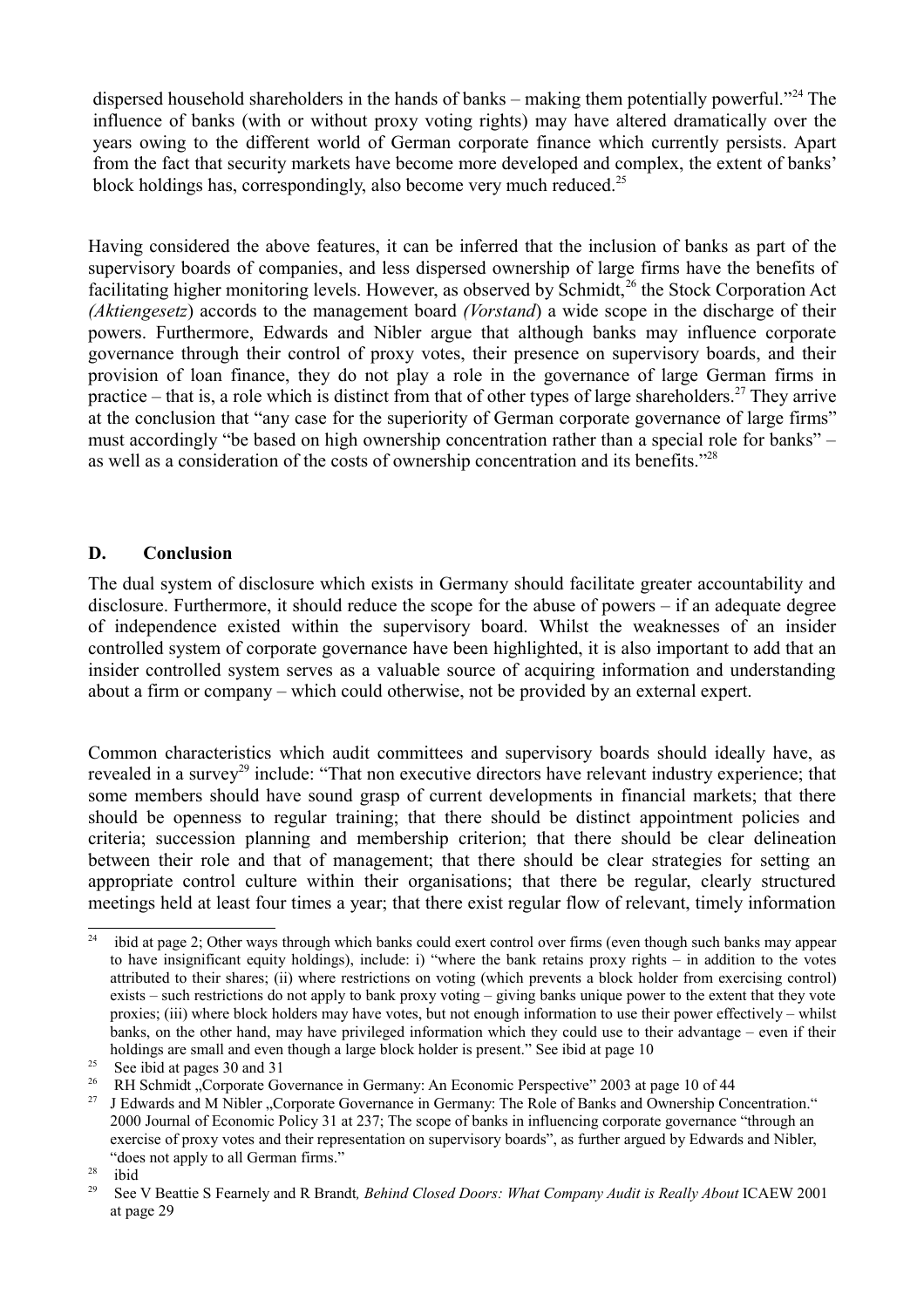dispersed household shareholders in the hands of banks – making them potentially powerful."[24] The influence of banks (with or without proxy voting rights) may have altered dramatically over the years owing to the different world of German corporate finance which currently persists. Apart from the fact that security markets have become more developed and complex, the extent of banks' block holdings has, correspondingly, also become very much reduced.[25]

Having considered the above features, it can be inferred that the inclusion of banks as part of the supervisory boards of companies, and less dispersed ownership of large firms have the benefits of facilitating higher monitoring levels. However, as observed by Schmidt,[26] the Stock Corporation Act *(Aktiengesetz*) accords to the management board *(Vorstand*) a wide scope in the discharge of their powers. Furthermore, Edwards and Nibler argue that although banks may influence corporate governance through their control of proxy votes, their presence on supervisory boards, and their provision of loan finance, they do not play a role in the governance of large German firms in practice – that is, a role which is distinct from that of other types of large shareholders.[27] They arrive at the conclusion that "any case for the superiority of German corporate governance of large firms" must accordingly "be based on high ownership concentration rather than a special role for banks" – as well as a consideration of the costs of ownership concentration and its benefits."[28]

## D. Conclusion

The dual system of disclosure which exists in Germany should facilitate greater accountability and disclosure. Furthermore, it should reduce the scope for the abuse of powers – if an adequate degree of independence existed within the supervisory board. Whilst the weaknesses of an insider controlled system of corporate governance have been highlighted, it is also important to add that an insider controlled system serves as a valuable source of acquiring information and understanding about a firm or company – which could otherwise, not be provided by an external expert.

Common characteristics which audit committees and supervisory boards should ideally have, as revealed in a survey[29] include: "That non executive directors have relevant industry experience; that some members should have sound grasp of current developments in financial markets; that there should be openness to regular training; that there should be distinct appointment policies and criteria; succession planning and membership criterion; that there should be clear delineation between their role and that of management; that there should be clear strategies for setting an appropriate control culture within their organisations; that there be regular, clearly structured meetings held at least four times a year; that there exist regular flow of relevant, timely information

---

[24] ibid at page 2; Other ways through which banks could exert control over firms (even though such banks may appear to have insignificant equity holdings), include: i) "where the bank retains proxy rights – in addition to the votes attributed to their shares; (ii) where restrictions on voting (which prevents a block holder from exercising control) exists – such restrictions do not apply to bank proxy voting – giving banks unique power to the extent that they vote proxies; (iii) where block holders may have votes, but not enough information to use their power effectively – whilst banks, on the other hand, may have privileged information which they could use to their advantage – even if their holdings are small and even though a large block holder is present." See ibid at page 10

[25] See ibid at pages 30 and 31

[26] RH Schmidt „Corporate Governance in Germany: An Economic Perspective" 2003 at page 10 of 44

[27] J Edwards and M Nibler „Corporate Governance in Germany: The Role of Banks and Ownership Concentration." 2000 Journal of Economic Policy 31 at 237; The scope of banks in influencing corporate governance "through an exercise of proxy votes and their representation on supervisory boards", as further argued by Edwards and Nibler, "does not apply to all German firms."

[28] ibid

[29] See V Beattie S Fearnely and R Brandt*, Behind Closed Doors: What Company Audit is Really About* ICAEW 2001 at page 29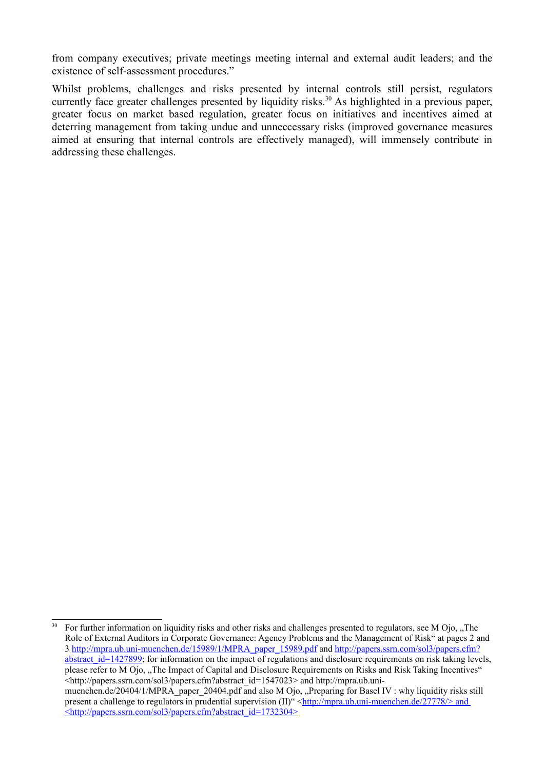from company executives; private meetings meeting internal and external audit leaders; and the existence of self-assessment procedures."

Whilst problems, challenges and risks presented by internal controls still persist, regulators currently face greater challenges presented by liquidity risks.[30] As highlighted in a previous paper, greater focus on market based regulation, greater focus on initiatives and incentives aimed at deterring management from taking undue and unneccessary risks (improved governance measures aimed at ensuring that internal controls are effectively managed), will immensely contribute in addressing these challenges.

---

[30] For further information on liquidity risks and other risks and challenges presented to regulators, see M Ojo, „The Role of External Auditors in Corporate Governance: Agency Problems and the Management of Risk" at pages 2 and 3 http://mpra.ub.uni-muenchen.de/15989/1/MPRA_paper_15989.pdf and http://papers.ssrn.com/sol3/papers.cfm?abstract_id=1427899; for information on the impact of regulations and disclosure requirements on risk taking levels, please refer to M Ojo, „The Impact of Capital and Disclosure Requirements on Risks and Risk Taking Incentives" <http://papers.ssrn.com/sol3/papers.cfm?abstract_id=1547023> and http://mpra.ub.uni-muenchen.de/20404/1/MPRA_paper_20404.pdf and also M Ojo, „Preparing for Basel IV : why liquidity risks still present a challenge to regulators in prudential supervision (II)" <http://mpra.ub.uni-muenchen.de/27778/> and <http://papers.ssrn.com/sol3/papers.cfm?abstract_id=1732304>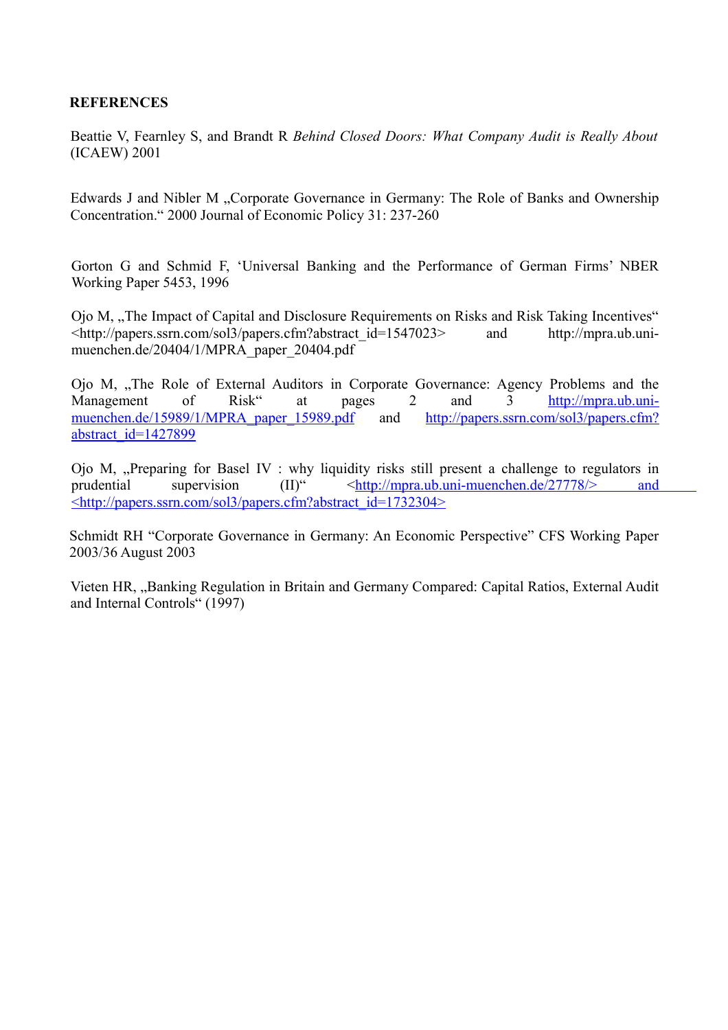**REFERENCES**

Beattie V, Fearnley S, and Brandt R *Behind Closed Doors: What Company Audit is Really About* (ICAEW) 2001

Edwards J and Nibler M „Corporate Governance in Germany: The Role of Banks and Ownership Concentration.“ 2000 Journal of Economic Policy 31: 237-260

Gorton G and Schmid F, 'Universal Banking and the Performance of German Firms' NBER Working Paper 5453, 1996

Ojo M, „The Impact of Capital and Disclosure Requirements on Risks and Risk Taking Incentives“ <http://papers.ssrn.com/sol3/papers.cfm?abstract_id=1547023> and http://mpra.ub.uni-muenchen.de/20404/1/MPRA_paper_20404.pdf

Ojo M, „The Role of External Auditors in Corporate Governance: Agency Problems and the Management of Risk“ at pages 2 and 3 http://mpra.ub.uni-muenchen.de/15989/1/MPRA_paper_15989.pdf and http://papers.ssrn.com/sol3/papers.cfm?abstract_id=1427899

Ojo M, „Preparing for Basel IV : why liquidity risks still present a challenge to regulators in prudential supervision (II)“ <http://mpra.ub.uni-muenchen.de/27778/> and <http://papers.ssrn.com/sol3/papers.cfm?abstract_id=1732304>

Schmidt RH “Corporate Governance in Germany: An Economic Perspective” CFS Working Paper 2003/36 August 2003

Vieten HR, „Banking Regulation in Britain and Germany Compared: Capital Ratios, External Audit and Internal Controls“ (1997)